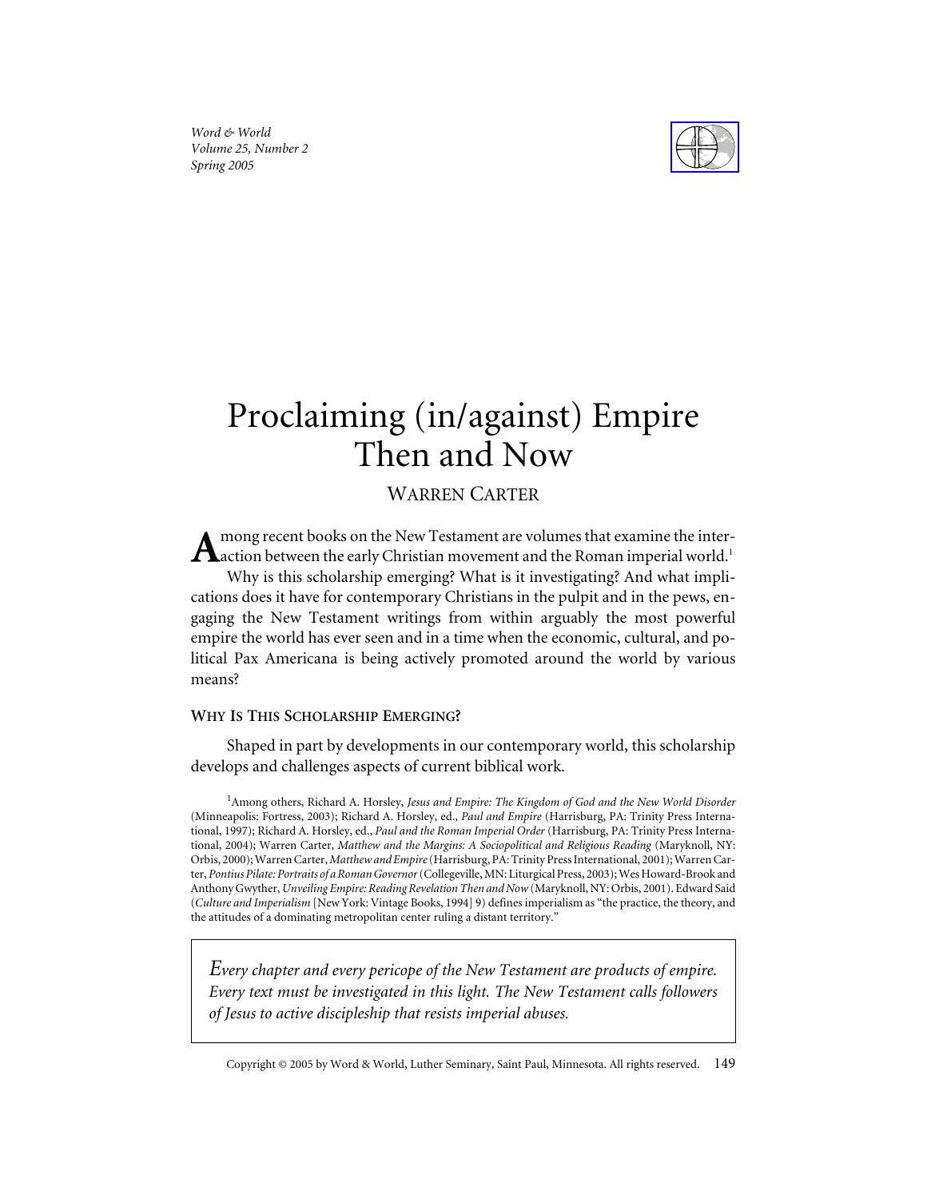# Proclaiming (in/against) Empire Then and Now

WARREN CARTER

Among recent books on the New Testament are volumes that examine the interaction between the early Christian movement and the Roman imperial world.[1]

Why is this scholarship emerging? What is it investigating? And what implications does it have for contemporary Christians in the pulpit and in the pews, engaging the New Testament writings from within arguably the most powerful empire the world has ever seen and in a time when the economic, cultural, and political Pax Americana is being actively promoted around the world by various means?

## WHY IS THIS SCHOLARSHIP EMERGING?

Shaped in part by developments in our contemporary world, this scholarship develops and challenges aspects of current biblical work.

[1]Among others, Richard A. Horsley, *Jesus and Empire: The Kingdom of God and the New World Disorder* (Minneapolis: Fortress, 2003); Richard A. Horsley, ed., *Paul and Empire* (Harrisburg, PA: Trinity Press International, 1997); Richard A. Horsley, ed., *Paul and the Roman Imperial Order* (Harrisburg, PA: Trinity Press International, 2004); Warren Carter, *Matthew and the Margins: A Sociopolitical and Religious Reading* (Maryknoll, NY: Orbis, 2000); Warren Carter, *Matthew and Empire* (Harrisburg, PA: Trinity Press International, 2001); Warren Carter, *Pontius Pilate: Portraits of a Roman Governor* (Collegeville, MN: Liturgical Press, 2003); Wes Howard-Brook and Anthony Gwyther, *Unveiling Empire: Reading Revelation Then and Now* (Maryknoll, NY: Orbis, 2001). Edward Said (*Culture and Imperialism* [New York: Vintage Books, 1994] 9) defines imperialism as "the practice, the theory, and the attitudes of a dominating metropolitan center ruling a distant territory."

*Every chapter and every pericope of the New Testament are products of empire. Every text must be investigated in this light. The New Testament calls followers of Jesus to active discipleship that resists imperial abuses.*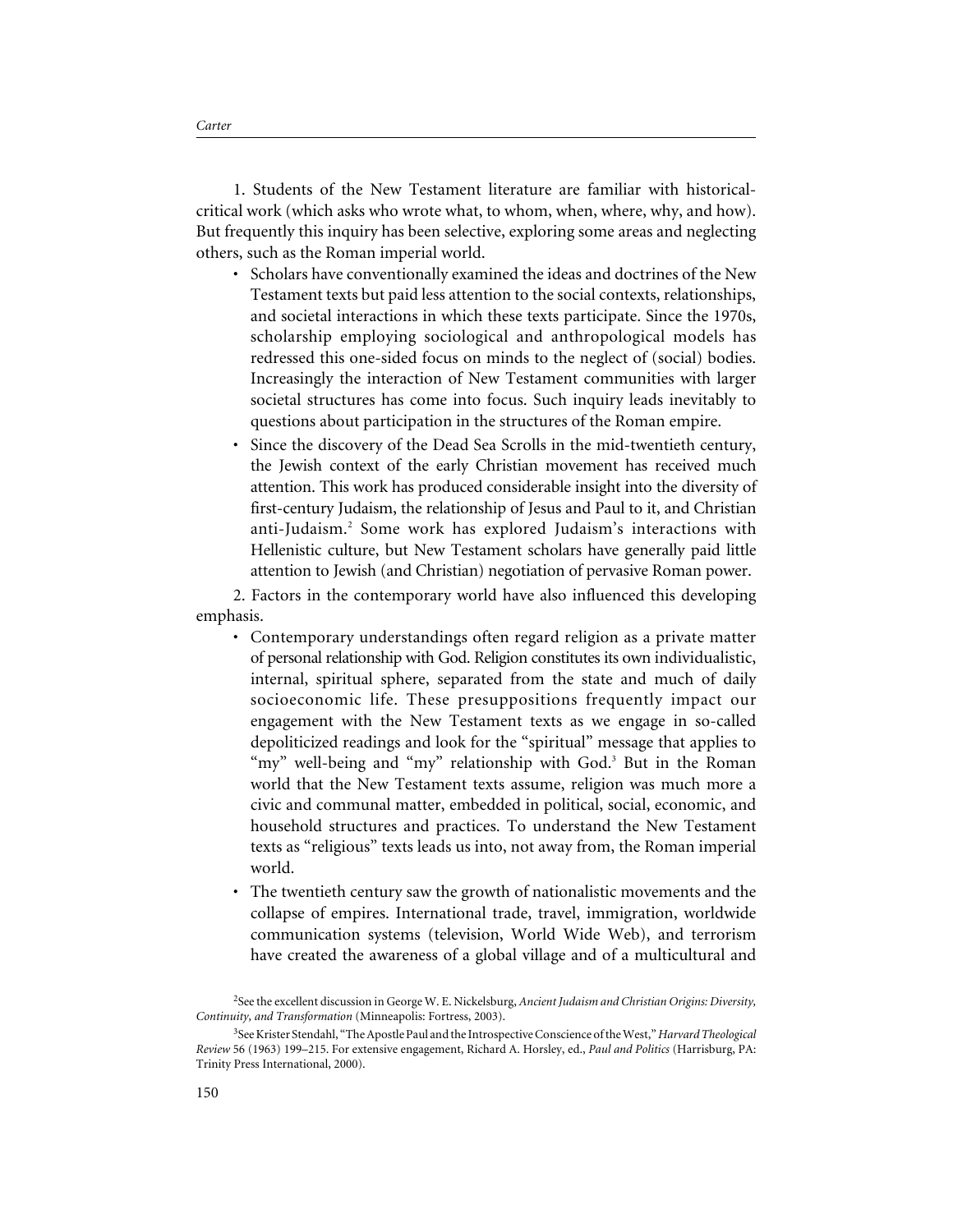1. Students of the New Testament literature are familiar with historical-critical work (which asks who wrote what, to whom, when, where, why, and how). But frequently this inquiry has been selective, exploring some areas and neglecting others, such as the Roman imperial world.

- Scholars have conventionally examined the ideas and doctrines of the New Testament texts but paid less attention to the social contexts, relationships, and societal interactions in which these texts participate. Since the 1970s, scholarship employing sociological and anthropological models has redressed this one-sided focus on minds to the neglect of (social) bodies. Increasingly the interaction of New Testament communities with larger societal structures has come into focus. Such inquiry leads inevitably to questions about participation in the structures of the Roman empire.
- Since the discovery of the Dead Sea Scrolls in the mid-twentieth century, the Jewish context of the early Christian movement has received much attention. This work has produced considerable insight into the diversity of first-century Judaism, the relationship of Jesus and Paul to it, and Christian anti-Judaism.[2] Some work has explored Judaism's interactions with Hellenistic culture, but New Testament scholars have generally paid little attention to Jewish (and Christian) negotiation of pervasive Roman power.

2. Factors in the contemporary world have also influenced this developing emphasis.

- Contemporary understandings often regard religion as a private matter of personal relationship with God. Religion constitutes its own individualistic, internal, spiritual sphere, separated from the state and much of daily socioeconomic life. These presuppositions frequently impact our engagement with the New Testament texts as we engage in so-called depoliticized readings and look for the "spiritual" message that applies to "my" well-being and "my" relationship with God.[3] But in the Roman world that the New Testament texts assume, religion was much more a civic and communal matter, embedded in political, social, economic, and household structures and practices. To understand the New Testament texts as "religious" texts leads us into, not away from, the Roman imperial world.
- The twentieth century saw the growth of nationalistic movements and the collapse of empires. International trade, travel, immigration, worldwide communication systems (television, World Wide Web), and terrorism have created the awareness of a global village and of a multicultural and

[2]See the excellent discussion in George W. E. Nickelsburg, *Ancient Judaism and Christian Origins: Diversity, Continuity, and Transformation* (Minneapolis: Fortress, 2003).

[3]See Krister Stendahl, "The Apostle Paul and the Introspective Conscience of the West," *Harvard Theological Review* 56 (1963) 199–215. For extensive engagement, Richard A. Horsley, ed., *Paul and Politics* (Harrisburg, PA: Trinity Press International, 2000).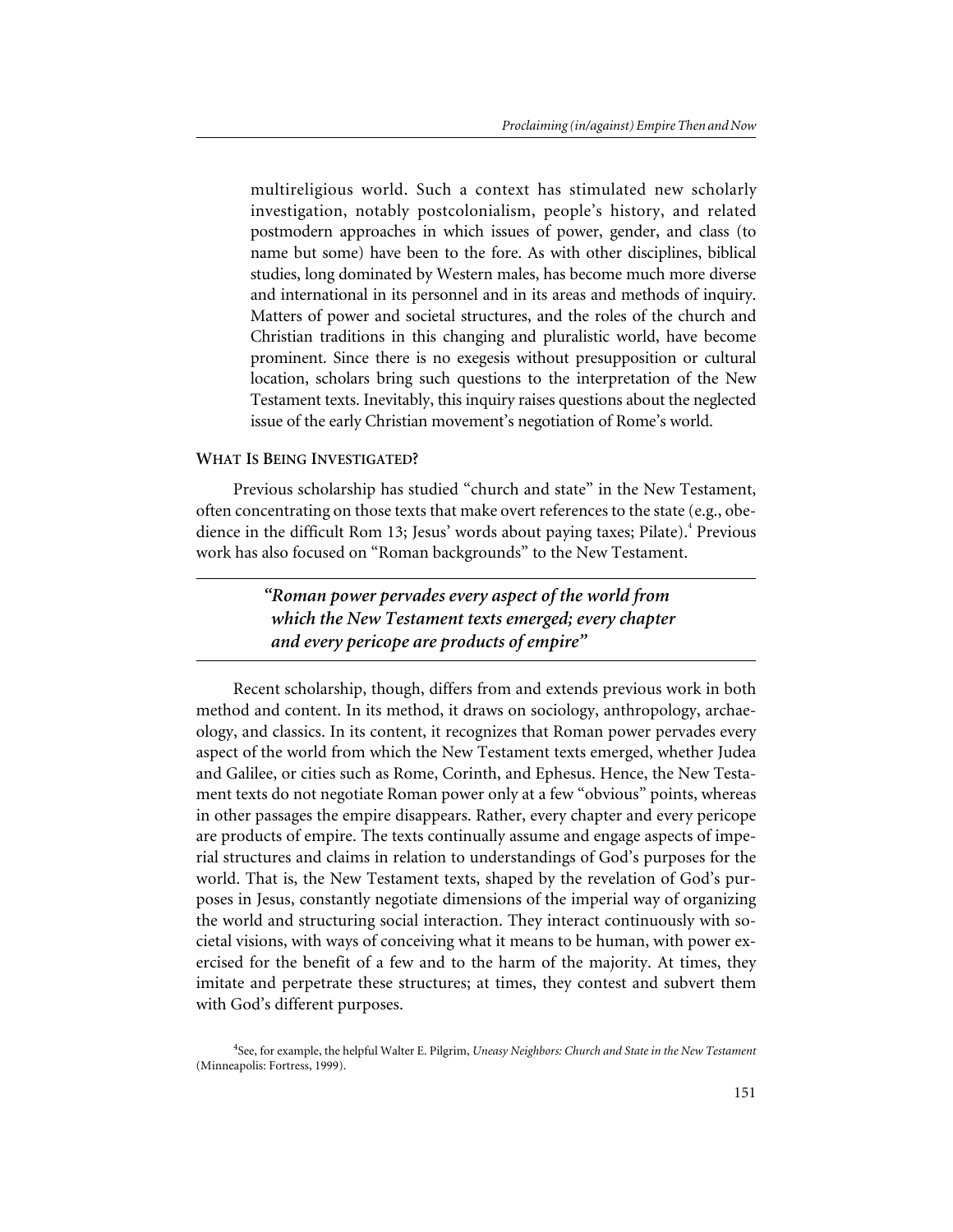multireligious world. Such a context has stimulated new scholarly investigation, notably postcolonialism, people's history, and related postmodern approaches in which issues of power, gender, and class (to name but some) have been to the fore. As with other disciplines, biblical studies, long dominated by Western males, has become much more diverse and international in its personnel and in its areas and methods of inquiry. Matters of power and societal structures, and the roles of the church and Christian traditions in this changing and pluralistic world, have become prominent. Since there is no exegesis without presupposition or cultural location, scholars bring such questions to the interpretation of the New Testament texts. Inevitably, this inquiry raises questions about the neglected issue of the early Christian movement's negotiation of Rome's world.

## WHAT IS BEING INVESTIGATED?

Previous scholarship has studied "church and state" in the New Testament, often concentrating on those texts that make overt references to the state (e.g., obedience in the difficult Rom 13; Jesus' words about paying taxes; Pilate).[4] Previous work has also focused on "Roman backgrounds" to the New Testament.

> ***"Roman power pervades every aspect of the world from which the New Testament texts emerged; every chapter and every pericope are products of empire"***

Recent scholarship, though, differs from and extends previous work in both method and content. In its method, it draws on sociology, anthropology, archaeology, and classics. In its content, it recognizes that Roman power pervades every aspect of the world from which the New Testament texts emerged, whether Judea and Galilee, or cities such as Rome, Corinth, and Ephesus. Hence, the New Testament texts do not negotiate Roman power only at a few "obvious" points, whereas in other passages the empire disappears. Rather, every chapter and every pericope are products of empire. The texts continually assume and engage aspects of imperial structures and claims in relation to understandings of God's purposes for the world. That is, the New Testament texts, shaped by the revelation of God's purposes in Jesus, constantly negotiate dimensions of the imperial way of organizing the world and structuring social interaction. They interact continuously with societal visions, with ways of conceiving what it means to be human, with power exercised for the benefit of a few and to the harm of the majority. At times, they imitate and perpetrate these structures; at times, they contest and subvert them with God's different purposes.

[4] See, for example, the helpful Walter E. Pilgrim, *Uneasy Neighbors: Church and State in the New Testament* (Minneapolis: Fortress, 1999).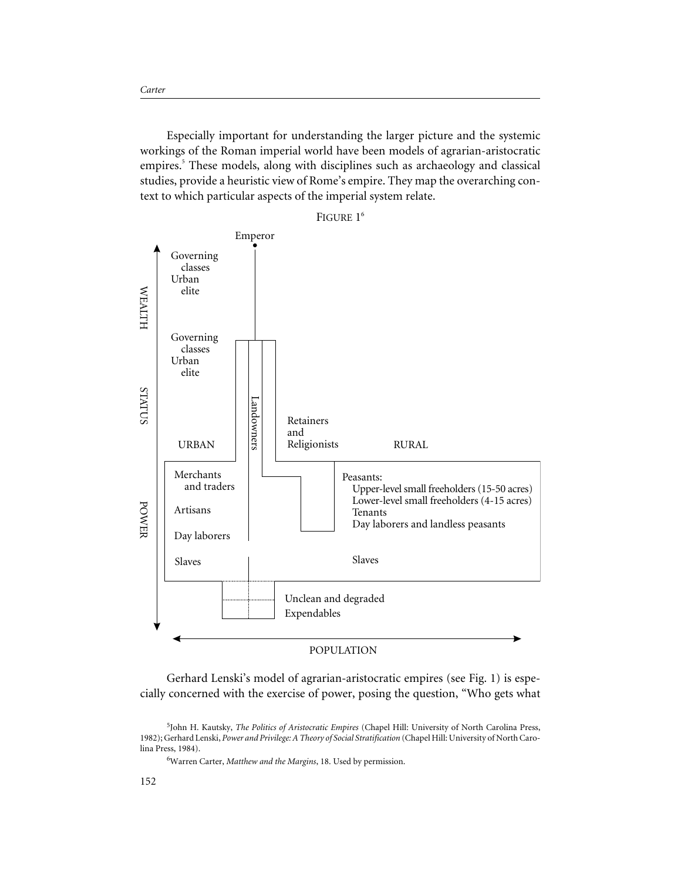Especially important for understanding the larger picture and the systemic workings of the Roman imperial world have been models of agrarian-aristocratic empires.[5] These models, along with disciplines such as archaeology and classical studies, provide a heuristic view of Rome's empire. They map the overarching context to which particular aspects of the imperial system relate.

FIGURE 1[6]

Emperor

Governing classes Urban elite

Governing classes Urban elite

WEALTH

STATUS

POWER

Landowners

Retainers and Religionists

URBAN

RURAL

Merchants and traders

Artisans

Day laborers

Slaves

Peasants:
Upper-level small freeholders (15-50 acres)
Lower-level small freeholders (4-15 acres)
Tenants
Day laborers and landless peasants

Slaves

Unclean and degraded

Expendables

POPULATION

Gerhard Lenski's model of agrarian-aristocratic empires (see Fig. 1) is especially concerned with the exercise of power, posing the question, "Who gets what

[5]John H. Kautsky, *The Politics of Aristocratic Empires* (Chapel Hill: University of North Carolina Press, 1982); Gerhard Lenski, *Power and Privilege: A Theory of Social Stratification* (Chapel Hill: University of North Carolina Press, 1984).

[6]Warren Carter, *Matthew and the Margins*, 18. Used by permission.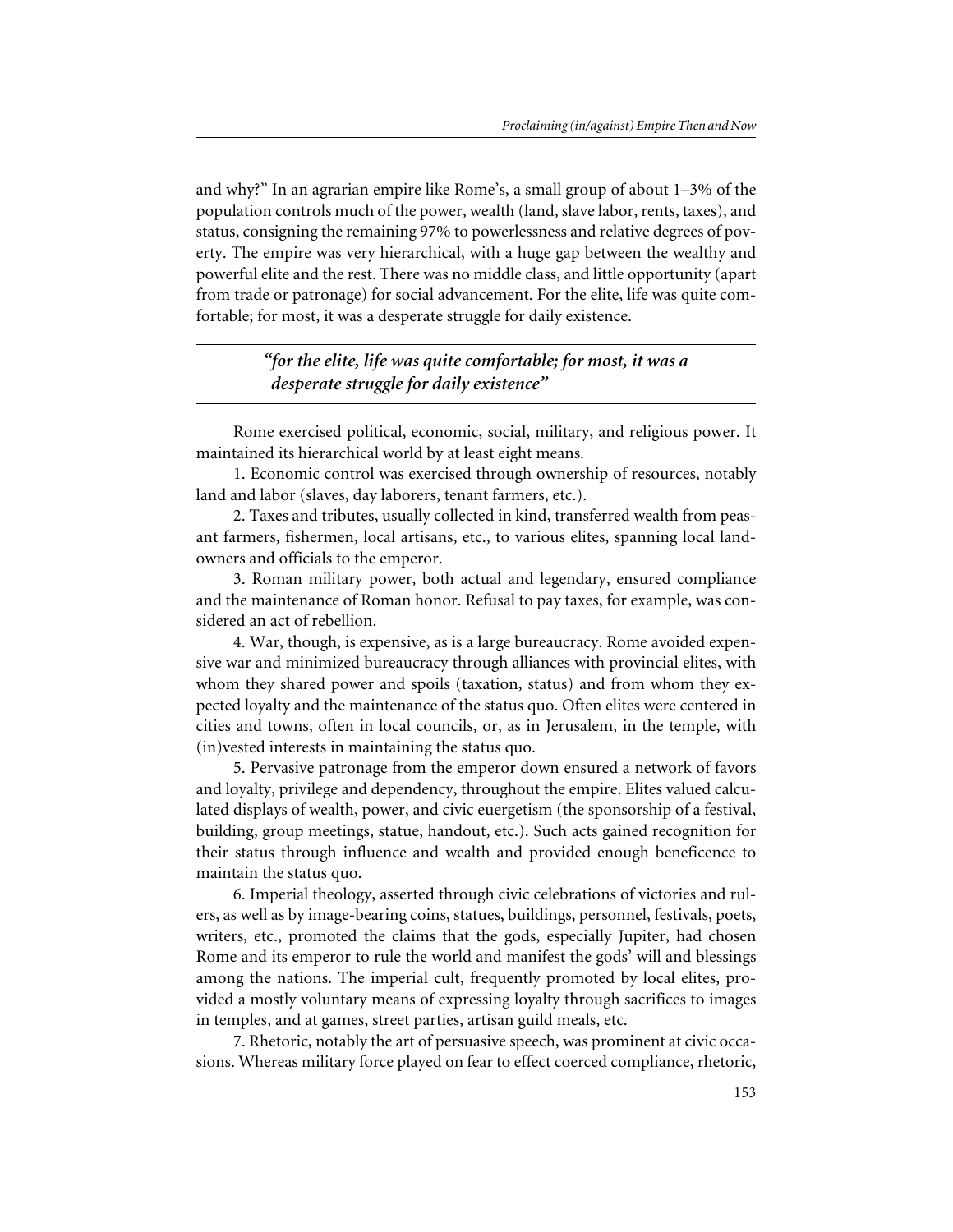and why?" In an agrarian empire like Rome's, a small group of about 1–3% of the population controls much of the power, wealth (land, slave labor, rents, taxes), and status, consigning the remaining 97% to powerlessness and relative degrees of poverty. The empire was very hierarchical, with a huge gap between the wealthy and powerful elite and the rest. There was no middle class, and little opportunity (apart from trade or patronage) for social advancement. For the elite, life was quite comfortable; for most, it was a desperate struggle for daily existence.

> ***"for the elite, life was quite comfortable; for most, it was a desperate struggle for daily existence"***

Rome exercised political, economic, social, military, and religious power. It maintained its hierarchical world by at least eight means.

1. Economic control was exercised through ownership of resources, notably land and labor (slaves, day laborers, tenant farmers, etc.).

2. Taxes and tributes, usually collected in kind, transferred wealth from peasant farmers, fishermen, local artisans, etc., to various elites, spanning local landowners and officials to the emperor.

3. Roman military power, both actual and legendary, ensured compliance and the maintenance of Roman honor. Refusal to pay taxes, for example, was considered an act of rebellion.

4. War, though, is expensive, as is a large bureaucracy. Rome avoided expensive war and minimized bureaucracy through alliances with provincial elites, with whom they shared power and spoils (taxation, status) and from whom they expected loyalty and the maintenance of the status quo. Often elites were centered in cities and towns, often in local councils, or, as in Jerusalem, in the temple, with (in)vested interests in maintaining the status quo.

5. Pervasive patronage from the emperor down ensured a network of favors and loyalty, privilege and dependency, throughout the empire. Elites valued calculated displays of wealth, power, and civic euergetism (the sponsorship of a festival, building, group meetings, statue, handout, etc.). Such acts gained recognition for their status through influence and wealth and provided enough beneficence to maintain the status quo.

6. Imperial theology, asserted through civic celebrations of victories and rulers, as well as by image-bearing coins, statues, buildings, personnel, festivals, poets, writers, etc., promoted the claims that the gods, especially Jupiter, had chosen Rome and its emperor to rule the world and manifest the gods' will and blessings among the nations. The imperial cult, frequently promoted by local elites, provided a mostly voluntary means of expressing loyalty through sacrifices to images in temples, and at games, street parties, artisan guild meals, etc.

7. Rhetoric, notably the art of persuasive speech, was prominent at civic occasions. Whereas military force played on fear to effect coerced compliance, rhetoric,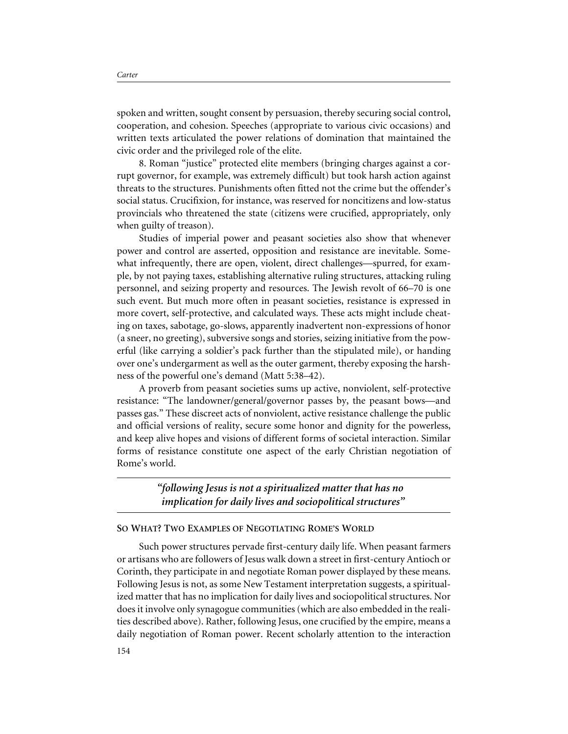spoken and written, sought consent by persuasion, thereby securing social control, cooperation, and cohesion. Speeches (appropriate to various civic occasions) and written texts articulated the power relations of domination that maintained the civic order and the privileged role of the elite.

8. Roman "justice" protected elite members (bringing charges against a corrupt governor, for example, was extremely difficult) but took harsh action against threats to the structures. Punishments often fitted not the crime but the offender's social status. Crucifixion, for instance, was reserved for noncitizens and low-status provincials who threatened the state (citizens were crucified, appropriately, only when guilty of treason).

Studies of imperial power and peasant societies also show that whenever power and control are asserted, opposition and resistance are inevitable. Somewhat infrequently, there are open, violent, direct challenges—spurred, for example, by not paying taxes, establishing alternative ruling structures, attacking ruling personnel, and seizing property and resources. The Jewish revolt of 66–70 is one such event. But much more often in peasant societies, resistance is expressed in more covert, self-protective, and calculated ways. These acts might include cheating on taxes, sabotage, go-slows, apparently inadvertent non-expressions of honor (a sneer, no greeting), subversive songs and stories, seizing initiative from the powerful (like carrying a soldier's pack further than the stipulated mile), or handing over one's undergarment as well as the outer garment, thereby exposing the harshness of the powerful one's demand (Matt 5:38–42).

A proverb from peasant societies sums up active, nonviolent, self-protective resistance: "The landowner/general/governor passes by, the peasant bows—and passes gas." These discreet acts of nonviolent, active resistance challenge the public and official versions of reality, secure some honor and dignity for the powerless, and keep alive hopes and visions of different forms of societal interaction. Similar forms of resistance constitute one aspect of the early Christian negotiation of Rome's world.

> ***"following Jesus is not a spiritualized matter that has no implication for daily lives and sociopolitical structures"***

## So What? Two Examples of Negotiating Rome's World

Such power structures pervade first-century daily life. When peasant farmers or artisans who are followers of Jesus walk down a street in first-century Antioch or Corinth, they participate in and negotiate Roman power displayed by these means. Following Jesus is not, as some New Testament interpretation suggests, a spiritualized matter that has no implication for daily lives and sociopolitical structures. Nor does it involve only synagogue communities (which are also embedded in the realities described above). Rather, following Jesus, one crucified by the empire, means a daily negotiation of Roman power. Recent scholarly attention to the interaction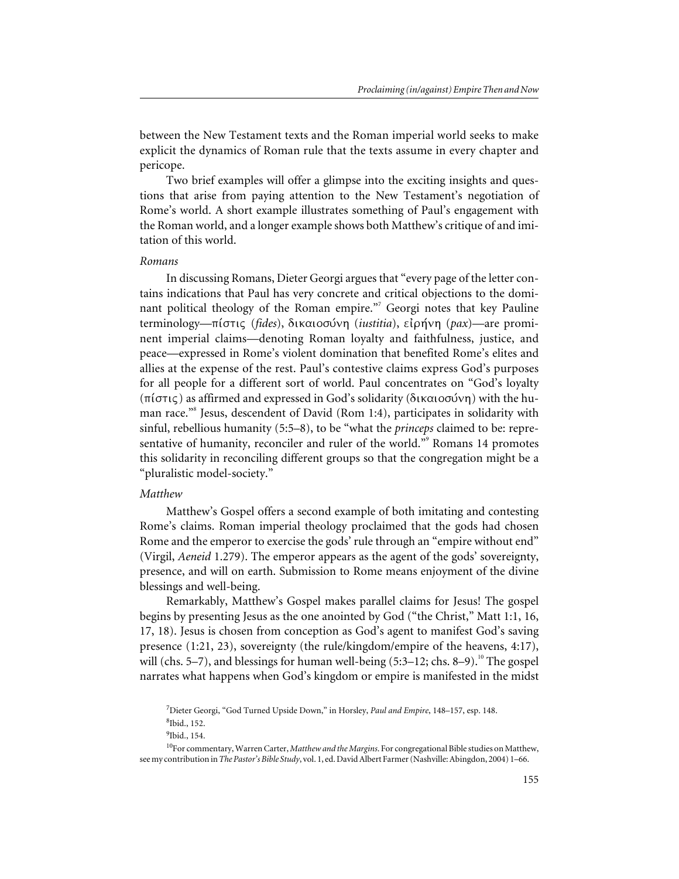between the New Testament texts and the Roman imperial world seeks to make explicit the dynamics of Roman rule that the texts assume in every chapter and pericope.

Two brief examples will offer a glimpse into the exciting insights and questions that arise from paying attention to the New Testament's negotiation of Rome's world. A short example illustrates something of Paul's engagement with the Roman world, and a longer example shows both Matthew's critique of and imitation of this world.

*Romans*

In discussing Romans, Dieter Georgi argues that "every page of the letter contains indications that Paul has very concrete and critical objections to the dominant political theology of the Roman empire."[7] Georgi notes that key Pauline terminology—πίστις (*fides*), δικαιοσύνη (*iustitia*), εἰρήνη (*pax*)—are prominent imperial claims—denoting Roman loyalty and faithfulness, justice, and peace—expressed in Rome's violent domination that benefited Rome's elites and allies at the expense of the rest. Paul's contestive claims express God's purposes for all people for a different sort of world. Paul concentrates on "God's loyalty (πίστις) as affirmed and expressed in God's solidarity (δικαιοσύνη) with the human race."[8] Jesus, descendent of David (Rom 1:4), participates in solidarity with sinful, rebellious humanity (5:5–8), to be "what the *princeps* claimed to be: representative of humanity, reconciler and ruler of the world."[9] Romans 14 promotes this solidarity in reconciling different groups so that the congregation might be a "pluralistic model-society."

*Matthew*

Matthew's Gospel offers a second example of both imitating and contesting Rome's claims. Roman imperial theology proclaimed that the gods had chosen Rome and the emperor to exercise the gods' rule through an "empire without end" (Virgil, *Aeneid* 1.279). The emperor appears as the agent of the gods' sovereignty, presence, and will on earth. Submission to Rome means enjoyment of the divine blessings and well-being.

Remarkably, Matthew's Gospel makes parallel claims for Jesus! The gospel begins by presenting Jesus as the one anointed by God ("the Christ," Matt 1:1, 16, 17, 18). Jesus is chosen from conception as God's agent to manifest God's saving presence (1:21, 23), sovereignty (the rule/kingdom/empire of the heavens, 4:17), will (chs. 5–7), and blessings for human well-being (5:3–12; chs. 8–9).[10] The gospel narrates what happens when God's kingdom or empire is manifested in the midst

---

[7] Dieter Georgi, "God Turned Upside Down," in Horsley, *Paul and Empire*, 148–157, esp. 148.

[8] Ibid., 152.

[9] Ibid., 154.

[10] For commentary, Warren Carter, *Matthew and the Margins*. For congregational Bible studies on Matthew, see my contribution in *The Pastor's Bible Study*, vol. 1, ed. David Albert Farmer (Nashville: Abingdon, 2004) 1–66.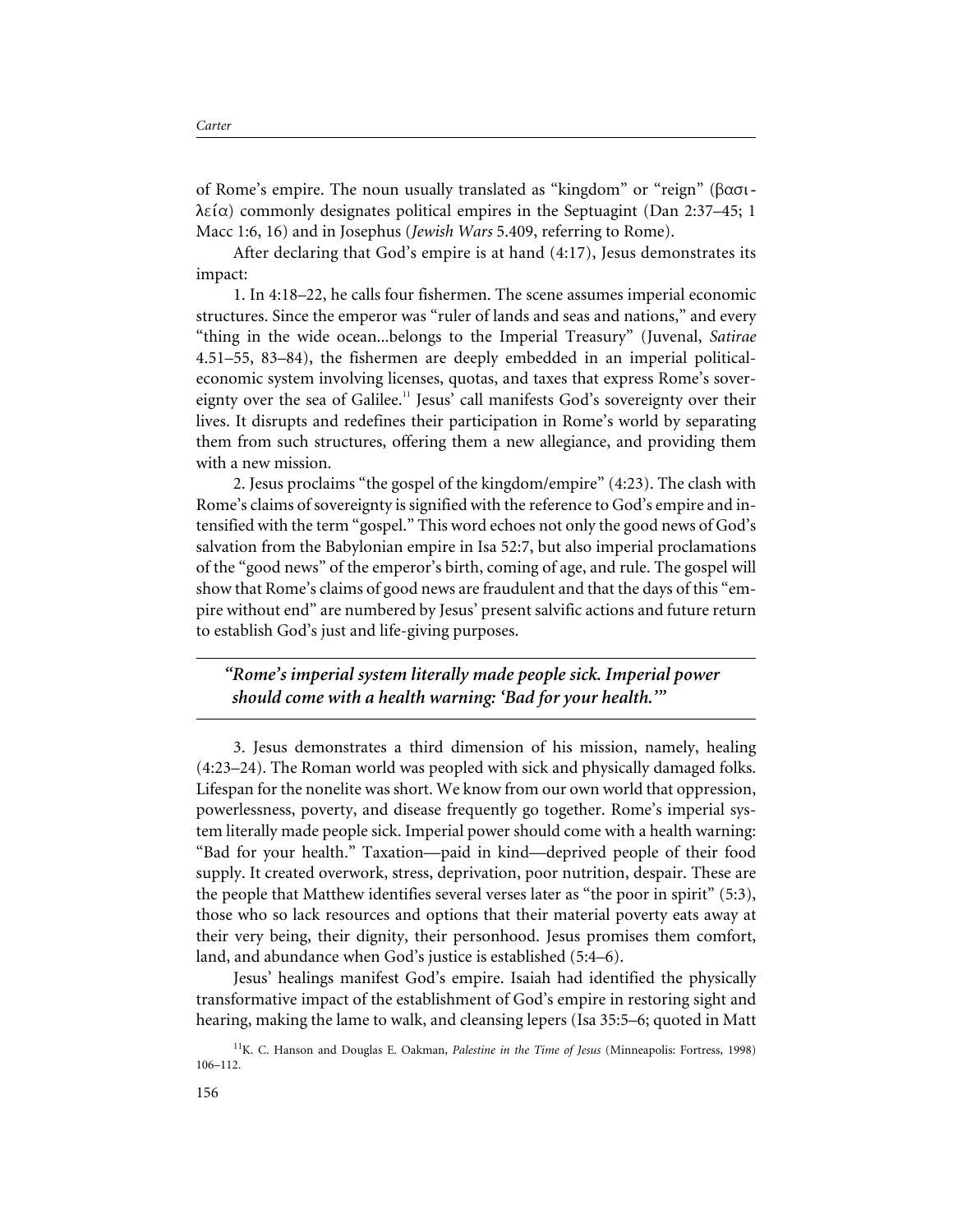of Rome's empire. The noun usually translated as "kingdom" or "reign" (βασιλεία) commonly designates political empires in the Septuagint (Dan 2:37–45; 1 Macc 1:6, 16) and in Josephus (*Jewish Wars* 5.409, referring to Rome).

After declaring that God's empire is at hand (4:17), Jesus demonstrates its impact:

1. In 4:18–22, he calls four fishermen. The scene assumes imperial economic structures. Since the emperor was "ruler of lands and seas and nations," and every "thing in the wide ocean...belongs to the Imperial Treasury" (Juvenal, *Satirae* 4.51–55, 83–84), the fishermen are deeply embedded in an imperial political-economic system involving licenses, quotas, and taxes that express Rome's sovereignty over the sea of Galilee.[11] Jesus' call manifests God's sovereignty over their lives. It disrupts and redefines their participation in Rome's world by separating them from such structures, offering them a new allegiance, and providing them with a new mission.

2. Jesus proclaims "the gospel of the kingdom/empire" (4:23). The clash with Rome's claims of sovereignty is signified with the reference to God's empire and intensified with the term "gospel." This word echoes not only the good news of God's salvation from the Babylonian empire in Isa 52:7, but also imperial proclamations of the "good news" of the emperor's birth, coming of age, and rule. The gospel will show that Rome's claims of good news are fraudulent and that the days of this "empire without end" are numbered by Jesus' present salvific actions and future return to establish God's just and life-giving purposes.

***"Rome's imperial system literally made people sick. Imperial power should come with a health warning: 'Bad for your health.'"***

3. Jesus demonstrates a third dimension of his mission, namely, healing (4:23–24). The Roman world was peopled with sick and physically damaged folks. Lifespan for the nonelite was short. We know from our own world that oppression, powerlessness, poverty, and disease frequently go together. Rome's imperial system literally made people sick. Imperial power should come with a health warning: "Bad for your health." Taxation—paid in kind—deprived people of their food supply. It created overwork, stress, deprivation, poor nutrition, despair. These are the people that Matthew identifies several verses later as "the poor in spirit" (5:3), those who so lack resources and options that their material poverty eats away at their very being, their dignity, their personhood. Jesus promises them comfort, land, and abundance when God's justice is established (5:4–6).

Jesus' healings manifest God's empire. Isaiah had identified the physically transformative impact of the establishment of God's empire in restoring sight and hearing, making the lame to walk, and cleansing lepers (Isa 35:5–6; quoted in Matt

[11] K. C. Hanson and Douglas E. Oakman, *Palestine in the Time of Jesus* (Minneapolis: Fortress, 1998) 106–112.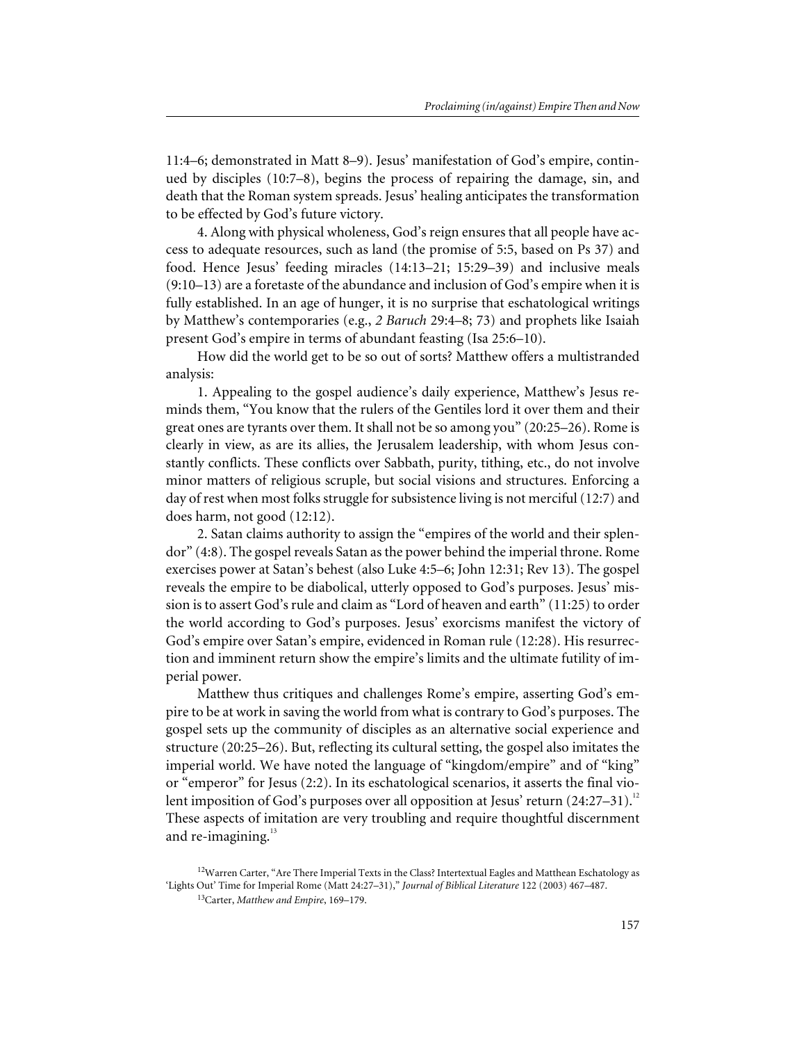11:4–6; demonstrated in Matt 8–9). Jesus' manifestation of God's empire, continued by disciples (10:7–8), begins the process of repairing the damage, sin, and death that the Roman system spreads. Jesus' healing anticipates the transformation to be effected by God's future victory.

4. Along with physical wholeness, God's reign ensures that all people have access to adequate resources, such as land (the promise of 5:5, based on Ps 37) and food. Hence Jesus' feeding miracles (14:13–21; 15:29–39) and inclusive meals (9:10–13) are a foretaste of the abundance and inclusion of God's empire when it is fully established. In an age of hunger, it is no surprise that eschatological writings by Matthew's contemporaries (e.g., *2 Baruch* 29:4–8; 73) and prophets like Isaiah present God's empire in terms of abundant feasting (Isa 25:6–10).

How did the world get to be so out of sorts? Matthew offers a multistranded analysis:

1. Appealing to the gospel audience's daily experience, Matthew's Jesus reminds them, "You know that the rulers of the Gentiles lord it over them and their great ones are tyrants over them. It shall not be so among you" (20:25–26). Rome is clearly in view, as are its allies, the Jerusalem leadership, with whom Jesus constantly conflicts. These conflicts over Sabbath, purity, tithing, etc., do not involve minor matters of religious scruple, but social visions and structures. Enforcing a day of rest when most folks struggle for subsistence living is not merciful (12:7) and does harm, not good (12:12).

2. Satan claims authority to assign the "empires of the world and their splendor" (4:8). The gospel reveals Satan as the power behind the imperial throne. Rome exercises power at Satan's behest (also Luke 4:5–6; John 12:31; Rev 13). The gospel reveals the empire to be diabolical, utterly opposed to God's purposes. Jesus' mission is to assert God's rule and claim as "Lord of heaven and earth" (11:25) to order the world according to God's purposes. Jesus' exorcisms manifest the victory of God's empire over Satan's empire, evidenced in Roman rule (12:28). His resurrection and imminent return show the empire's limits and the ultimate futility of imperial power.

Matthew thus critiques and challenges Rome's empire, asserting God's empire to be at work in saving the world from what is contrary to God's purposes. The gospel sets up the community of disciples as an alternative social experience and structure (20:25–26). But, reflecting its cultural setting, the gospel also imitates the imperial world. We have noted the language of "kingdom/empire" and of "king" or "emperor" for Jesus (2:2). In its eschatological scenarios, it asserts the final violent imposition of God's purposes over all opposition at Jesus' return (24:27–31).[12] These aspects of imitation are very troubling and require thoughtful discernment and re-imagining.[13]

[12] Warren Carter, "Are There Imperial Texts in the Class? Intertextual Eagles and Matthean Eschatology as 'Lights Out' Time for Imperial Rome (Matt 24:27–31)," *Journal of Biblical Literature* 122 (2003) 467–487.

[13] Carter, *Matthew and Empire*, 169–179.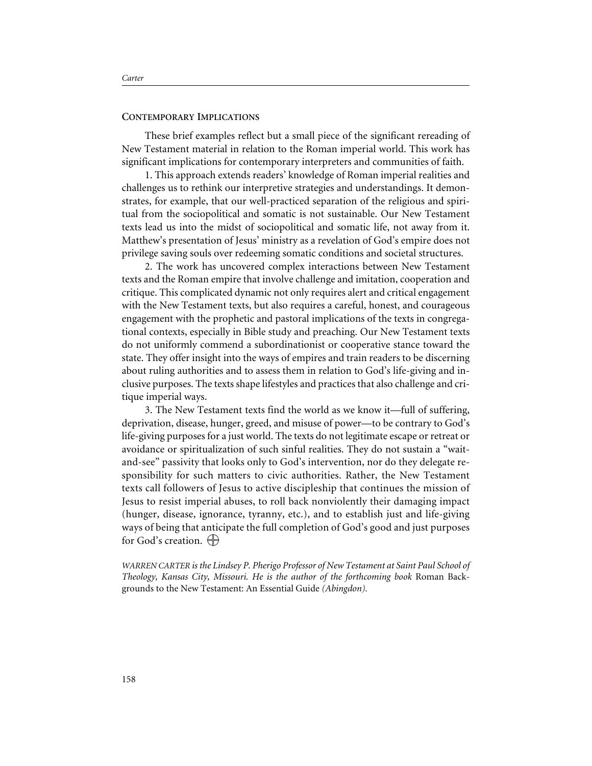## Contemporary Implications

These brief examples reflect but a small piece of the significant rereading of New Testament material in relation to the Roman imperial world. This work has significant implications for contemporary interpreters and communities of faith.

1. This approach extends readers' knowledge of Roman imperial realities and challenges us to rethink our interpretive strategies and understandings. It demonstrates, for example, that our well-practiced separation of the religious and spiritual from the sociopolitical and somatic is not sustainable. Our New Testament texts lead us into the midst of sociopolitical and somatic life, not away from it. Matthew's presentation of Jesus' ministry as a revelation of God's empire does not privilege saving souls over redeeming somatic conditions and societal structures.

2. The work has uncovered complex interactions between New Testament texts and the Roman empire that involve challenge and imitation, cooperation and critique. This complicated dynamic not only requires alert and critical engagement with the New Testament texts, but also requires a careful, honest, and courageous engagement with the prophetic and pastoral implications of the texts in congregational contexts, especially in Bible study and preaching. Our New Testament texts do not uniformly commend a subordinationist or cooperative stance toward the state. They offer insight into the ways of empires and train readers to be discerning about ruling authorities and to assess them in relation to God's life-giving and inclusive purposes. The texts shape lifestyles and practices that also challenge and critique imperial ways.

3. The New Testament texts find the world as we know it—full of suffering, deprivation, disease, hunger, greed, and misuse of power—to be contrary to God's life-giving purposes for a just world. The texts do not legitimate escape or retreat or avoidance or spiritualization of such sinful realities. They do not sustain a "wait-and-see" passivity that looks only to God's intervention, nor do they delegate responsibility for such matters to civic authorities. Rather, the New Testament texts call followers of Jesus to active discipleship that continues the mission of Jesus to resist imperial abuses, to roll back nonviolently their damaging impact (hunger, disease, ignorance, tyranny, etc.), and to establish just and life-giving ways of being that anticipate the full completion of God's good and just purposes for God's creation. ⊕

*WARREN CARTER is the Lindsey P. Pherigo Professor of New Testament at Saint Paul School of Theology, Kansas City, Missouri. He is the author of the forthcoming book* Roman Backgrounds to the New Testament: An Essential Guide *(Abingdon).*